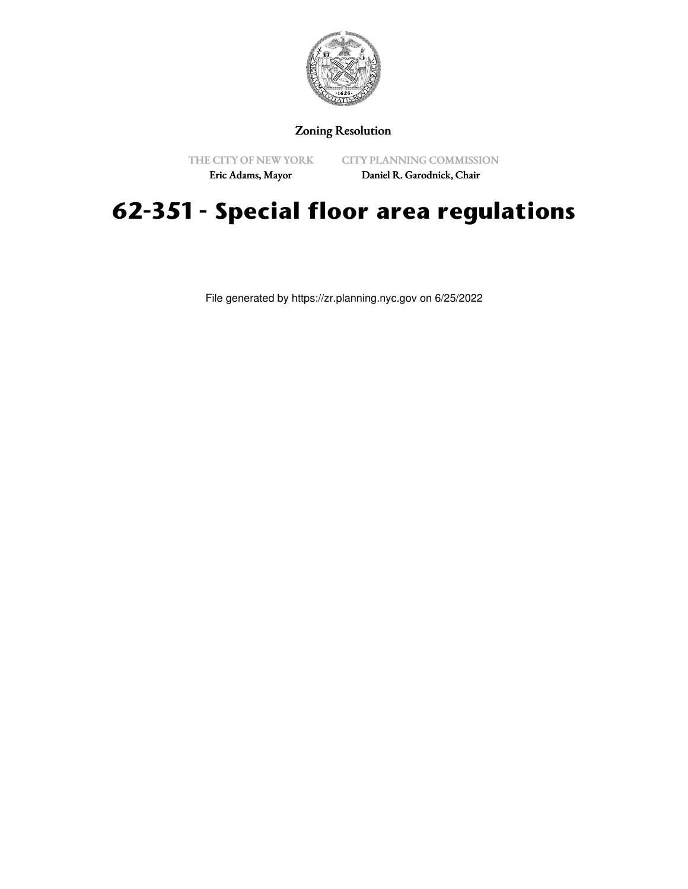Zoning Resolution

THE CITY OF NEW YORK
Eric Adams, Mayor

CITY PLANNING COMMISSION
Daniel R. Garodnick, Chair

# 62-351 - Special floor area regulations

File generated by https://zr.planning.nyc.gov on 6/25/2022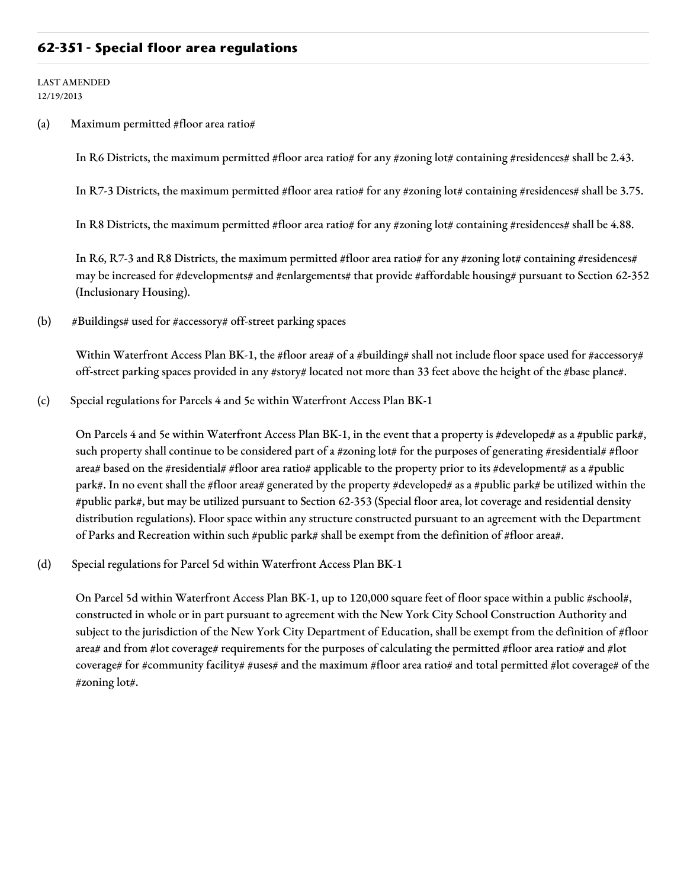## 62-351 - Special floor area regulations

LAST AMENDED
12/19/2013

(a) Maximum permitted #floor area ratio#

In R6 Districts, the maximum permitted #floor area ratio# for any #zoning lot# containing #residences# shall be 2.43.

In R7-3 Districts, the maximum permitted #floor area ratio# for any #zoning lot# containing #residences# shall be 3.75.

In R8 Districts, the maximum permitted #floor area ratio# for any #zoning lot# containing #residences# shall be 4.88.

In R6, R7-3 and R8 Districts, the maximum permitted #floor area ratio# for any #zoning lot# containing #residences# may be increased for #developments# and #enlargements# that provide #affordable housing# pursuant to Section 62-352 (Inclusionary Housing).

(b) #Buildings# used for #accessory# off-street parking spaces

Within Waterfront Access Plan BK-1, the #floor area# of a #building# shall not include floor space used for #accessory# off-street parking spaces provided in any #story# located not more than 33 feet above the height of the #base plane#.

(c) Special regulations for Parcels 4 and 5e within Waterfront Access Plan BK-1

On Parcels 4 and 5e within Waterfront Access Plan BK-1, in the event that a property is #developed# as a #public park#, such property shall continue to be considered part of a #zoning lot# for the purposes of generating #residential# #floor area# based on the #residential# #floor area ratio# applicable to the property prior to its #development# as a #public park#. In no event shall the #floor area# generated by the property #developed# as a #public park# be utilized within the #public park#, but may be utilized pursuant to Section 62-353 (Special floor area, lot coverage and residential density distribution regulations). Floor space within any structure constructed pursuant to an agreement with the Department of Parks and Recreation within such #public park# shall be exempt from the definition of #floor area#.

(d) Special regulations for Parcel 5d within Waterfront Access Plan BK-1

On Parcel 5d within Waterfront Access Plan BK-1, up to 120,000 square feet of floor space within a public #school#, constructed in whole or in part pursuant to agreement with the New York City School Construction Authority and subject to the jurisdiction of the New York City Department of Education, shall be exempt from the definition of #floor area# and from #lot coverage# requirements for the purposes of calculating the permitted #floor area ratio# and #lot coverage# for #community facility# #uses# and the maximum #floor area ratio# and total permitted #lot coverage# of the #zoning lot#.